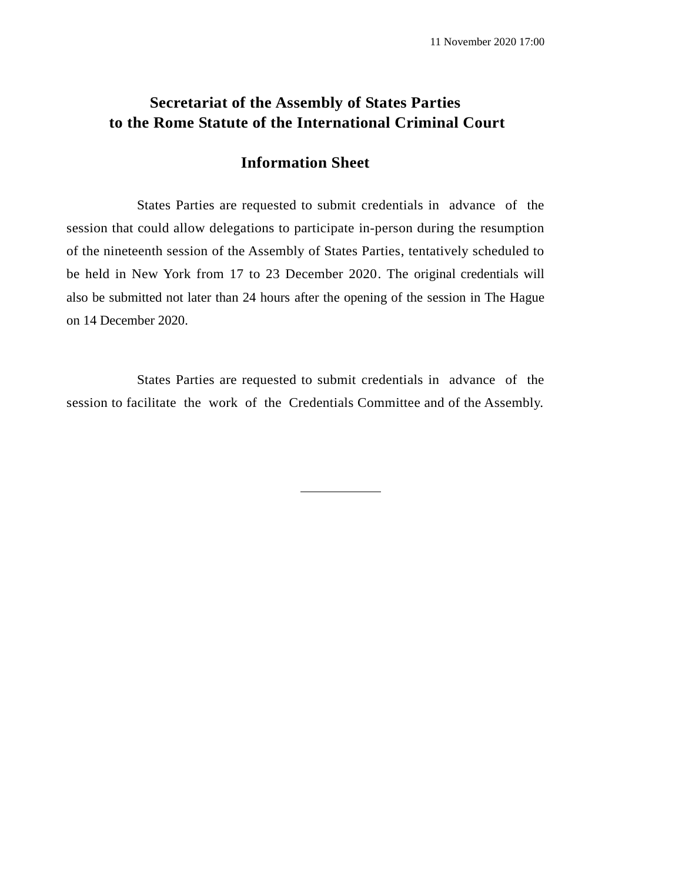11 November 2020 17:00

# Secretariat of the Assembly of States Parties to the Rome Statute of the International Criminal Court

## Information Sheet

States Parties are requested to submit credentials in advance of the session that could allow delegations to participate in-person during the resumption of the nineteenth session of the Assembly of States Parties, tentatively scheduled to be held in New York from 17 to 23 December 2020. The original credentials will also be submitted not later than 24 hours after the opening of the session in The Hague on 14 December 2020.

States Parties are requested to submit credentials in advance of the session to facilitate the work of the Credentials Committee and of the Assembly.

---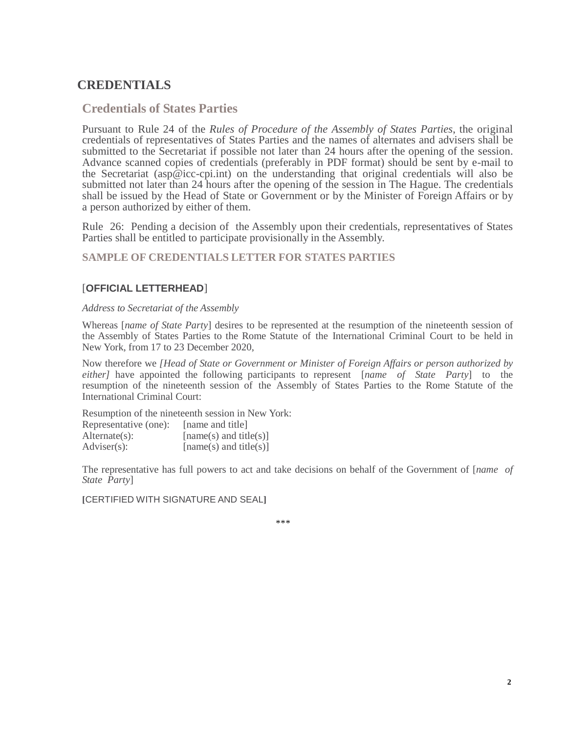# CREDENTIALS

## Credentials of States Parties

Pursuant to Rule 24 of the *Rules of Procedure of the Assembly of States Parties*, the original credentials of representatives of States Parties and the names of alternates and advisers shall be submitted to the Secretariat if possible not later than 24 hours after the opening of the session. Advance scanned copies of credentials (preferably in PDF format) should be sent by e-mail to the Secretariat (asp@icc-cpi.int) on the understanding that original credentials will also be submitted not later than 24 hours after the opening of the session in The Hague. The credentials shall be issued by the Head of State or Government or by the Minister of Foreign Affairs or by a person authorized by either of them.

Rule 26: Pending a decision of the Assembly upon their credentials, representatives of States Parties shall be entitled to participate provisionally in the Assembly.

### SAMPLE OF CREDENTIALS LETTER FOR STATES PARTIES

[**OFFICIAL LETTERHEAD**]

*Address to Secretariat of the Assembly*

Whereas [*name of State Party*] desires to be represented at the resumption of the nineteenth session of the Assembly of States Parties to the Rome Statute of the International Criminal Court to be held in New York, from 17 to 23 December 2020,

Now therefore we *[Head of State or Government or Minister of Foreign Affairs or person authorized by either]* have appointed the following participants to represent [*name of State Party*] to the resumption of the nineteenth session of the Assembly of States Parties to the Rome Statute of the International Criminal Court:

Resumption of the nineteenth session in New York:
Representative (one): [name and title]
Alternate(s): [name(s) and title(s)]
Adviser(s): [name(s) and title(s)]

The representative has full powers to act and take decisions on behalf of the Government of [*name of State Party*]

**[**CERTIFIED WITH SIGNATURE AND SEAL**]**

\*\*\*